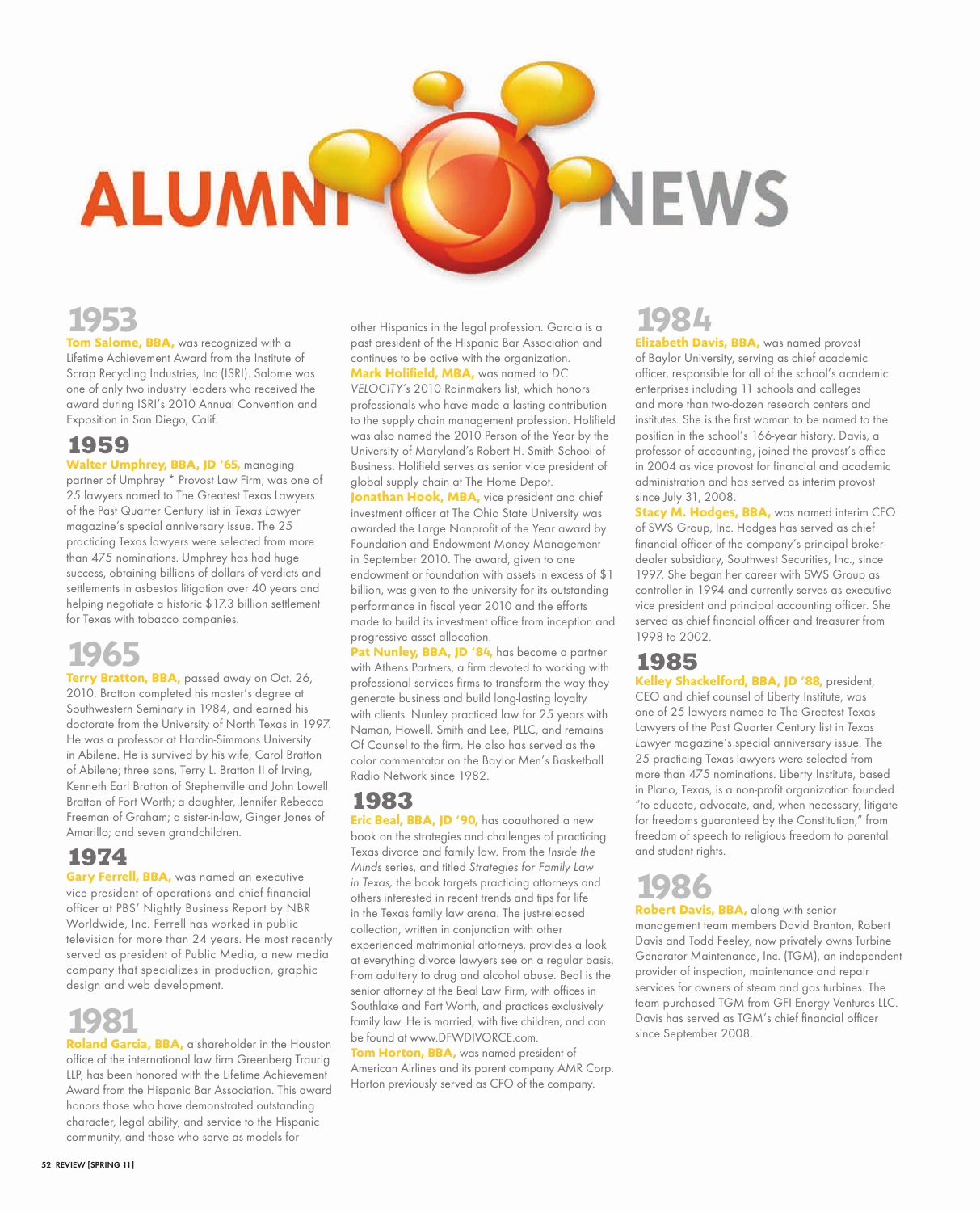# ALUMNI NEWS

## 1953

**Tom Salome, BBA,** was recognized with a Lifetime Achievement Award from the Institute of Scrap Recycling Industries, Inc (ISRI). Salome was one of only two industry leaders who received the award during ISRI's 2010 Annual Convention and Exposition in San Diego, Calif.

## 1959

**Walter Umphrey, BBA, JD '65,** managing partner of Umphrey * Provost Law Firm, was one of 25 lawyers named to The Greatest Texas Lawyers of the Past Quarter Century list in *Texas Lawyer* magazine's special anniversary issue. The 25 practicing Texas lawyers were selected from more than 475 nominations. Umphrey has had huge success, obtaining billions of dollars of verdicts and settlements in asbestos litigation over 40 years and helping negotiate a historic $17.3 billion settlement for Texas with tobacco companies.

## 1965

**Terry Bratton, BBA,** passed away on Oct. 26, 2010. Bratton completed his master's degree at Southwestern Seminary in 1984, and earned his doctorate from the University of North Texas in 1997. He was a professor at Hardin-Simmons University in Abilene. He is survived by his wife, Carol Bratton of Abilene; three sons, Terry L. Bratton II of Irving, Kenneth Earl Bratton of Stephenville and John Lowell Bratton of Fort Worth; a daughter, Jennifer Rebecca Freeman of Graham; a sister-in-law, Ginger Jones of Amarillo; and seven grandchildren.

## 1974

**Gary Ferrell, BBA,** was named an executive vice president of operations and chief financial officer at PBS' Nightly Business Report by NBR Worldwide, Inc. Ferrell has worked in public television for more than 24 years. He most recently served as president of Public Media, a new media company that specializes in production, graphic design and web development.

## 1981

**Roland Garcia, BBA,** a shareholder in the Houston office of the international law firm Greenberg Traurig LLP, has been honored with the Lifetime Achievement Award from the Hispanic Bar Association. This award honors those who have demonstrated outstanding character, legal ability, and service to the Hispanic community, and those who serve as models for other Hispanics in the legal profession. Garcia is a past president of the Hispanic Bar Association and continues to be active with the organization.

**Mark Holifield, MBA,** was named to *DC VELOCITY's* 2010 Rainmakers list, which honors professionals who have made a lasting contribution to the supply chain management profession. Holifield was also named the 2010 Person of the Year by the University of Maryland's Robert H. Smith School of Business. Holifield serves as senior vice president of global supply chain at The Home Depot.

**Jonathan Hook, MBA,** vice president and chief investment officer at The Ohio State University was awarded the Large Nonprofit of the Year award by Foundation and Endowment Money Management in September 2010. The award, given to one endowment or foundation with assets in excess of $1 billion, was given to the university for its outstanding performance in fiscal year 2010 and the efforts made to build its investment office from inception and progressive asset allocation.

**Pat Nunley, BBA, JD '84,** has become a partner with Athens Partners, a firm devoted to working with professional services firms to transform the way they generate business and build long-lasting loyalty with clients. Nunley practiced law for 25 years with Naman, Howell, Smith and Lee, PLLC, and remains Of Counsel to the firm. He also has served as the color commentator on the Baylor Men's Basketball Radio Network since 1982.

## 1983

**Eric Beal, BBA, JD '90,** has coauthored a new book on the strategies and challenges of practicing Texas divorce and family law. From the *Inside the Minds* series, and titled *Strategies for Family Law in Texas,* the book targets practicing attorneys and others interested in recent trends and tips for life in the Texas family law arena. The just-released collection, written in conjunction with other experienced matrimonial attorneys, provides a look at everything divorce lawyers see on a regular basis, from adultery to drug and alcohol abuse. Beal is the senior attorney at the Beal Law Firm, with offices in Southlake and Fort Worth, and practices exclusively family law. He is married, with five children, and can be found at www.DFWDIVORCE.com.

**Tom Horton, BBA,** was named president of American Airlines and its parent company AMR Corp. Horton previously served as CFO of the company.

## 1984

**Elizabeth Davis, BBA,** was named provost of Baylor University, serving as chief academic officer, responsible for all of the school's academic enterprises including 11 schools and colleges and more than two-dozen research centers and institutes. She is the first woman to be named to the position in the school's 166-year history. Davis, a professor of accounting, joined the provost's office in 2004 as vice provost for financial and academic administration and has served as interim provost since July 31, 2008.

**Stacy M. Hodges, BBA,** was named interim CFO of SWS Group, Inc. Hodges has served as chief financial officer of the company's principal broker-dealer subsidiary, Southwest Securities, Inc., since 1997. She began her career with SWS Group as controller in 1994 and currently serves as executive vice president and principal accounting officer. She served as chief financial officer and treasurer from 1998 to 2002.

## 1985

**Kelley Shackelford, BBA, JD '88,** president, CEO and chief counsel of Liberty Institute, was one of 25 lawyers named to The Greatest Texas Lawyers of the Past Quarter Century list in *Texas Lawyer* magazine's special anniversary issue. The 25 practicing Texas lawyers were selected from more than 475 nominations. Liberty Institute, based in Plano, Texas, is a non-profit organization founded "to educate, advocate, and, when necessary, litigate for freedoms guaranteed by the Constitution," from freedom of speech to religious freedom to parental and student rights.

## 1986

**Robert Davis, BBA,** along with senior management team members David Branton, Robert Davis and Todd Feeley, now privately owns Turbine Generator Maintenance, Inc. (TGM), an independent provider of inspection, maintenance and repair services for owners of steam and gas turbines. The team purchased TGM from GFI Energy Ventures LLC. Davis has served as TGM's chief financial officer since September 2008.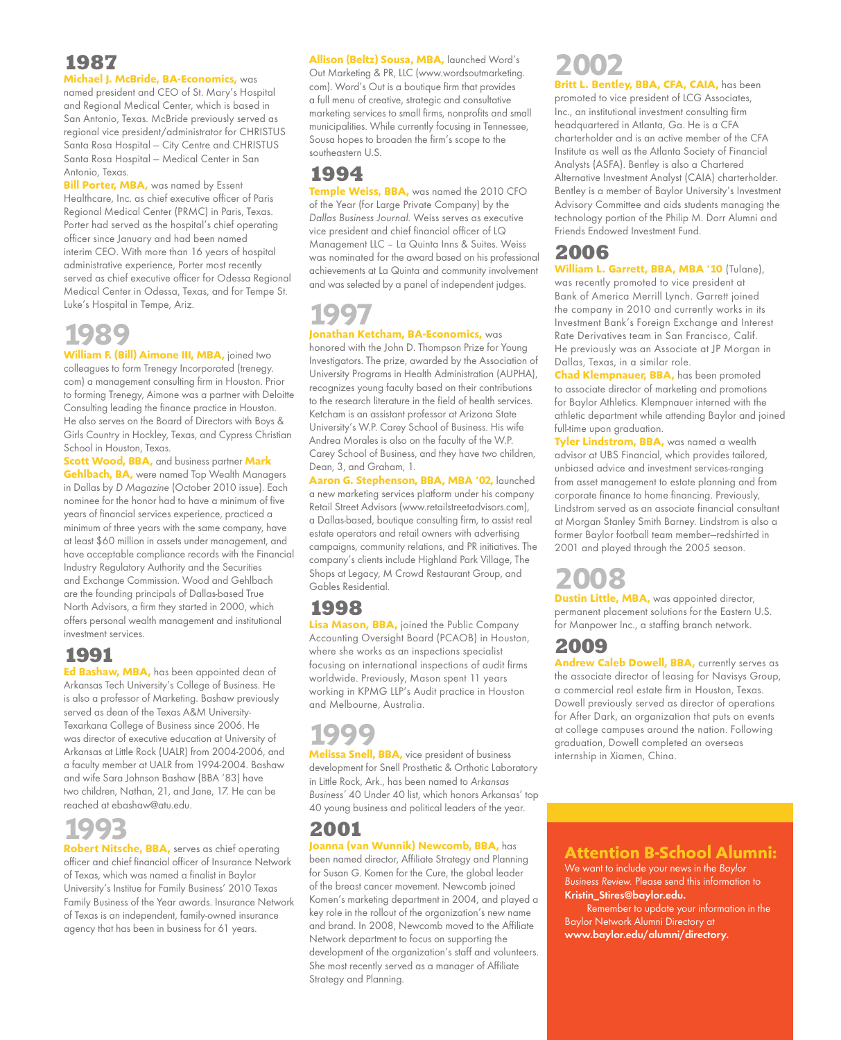## 1987

**Michael J. McBride, BA-Economics,** was named president and CEO of St. Mary's Hospital and Regional Medical Center, which is based in San Antonio, Texas. McBride previously served as regional vice president/administrator for CHRISTUS Santa Rosa Hospital – City Centre and CHRISTUS Santa Rosa Hospital – Medical Center in San Antonio, Texas.

**Bill Porter, MBA,** was named by Essent Healthcare, Inc. as chief executive officer of Paris Regional Medical Center (PRMC) in Paris, Texas. Porter had served as the hospital's chief operating officer since January and had been named interim CEO. With more than 16 years of hospital administrative experience, Porter most recently served as chief executive officer for Odessa Regional Medical Center in Odessa, Texas, and for Tempe St. Luke's Hospital in Tempe, Ariz.

## 1989

**William F. (Bill) Aimone III, MBA,** joined two colleagues to form Trenegy Incorporated (trenegy.com) a management consulting firm in Houston. Prior to forming Trenegy, Aimone was a partner with Deloitte Consulting leading the finance practice in Houston. He also serves on the Board of Directors with Boys & Girls Country in Hockley, Texas, and Cypress Christian School in Houston, Texas.

**Scott Wood, BBA,** and business partner **Mark Gehlbach, BA,** were named Top Wealth Managers in Dallas by *D Magazine* (October 2010 issue). Each nominee for the honor had to have a minimum of five years of financial services experience, practiced a minimum of three years with the same company, have at least $60 million in assets under management, and have acceptable compliance records with the Financial Industry Regulatory Authority and the Securities and Exchange Commission. Wood and Gehlbach are the founding principals of Dallas-based True North Advisors, a firm they started in 2000, which offers personal wealth management and institutional investment services.

## 1991

**Ed Bashaw, MBA,** has been appointed dean of Arkansas Tech University's College of Business. He is also a professor of Marketing. Bashaw previously served as dean of the Texas A&M University-Texarkana College of Business since 2006. He was director of executive education at University of Arkansas at Little Rock (UALR) from 2004-2006, and a faculty member at UALR from 1994-2004. Bashaw and wife Sara Johnson Bashaw (BBA '83) have two children, Nathan, 21, and Jane, 17. He can be reached at ebashaw@atu.edu.

## 1993

**Robert Nitsche, BBA,** serves as chief operating officer and chief financial officer of Insurance Network of Texas, which was named a finalist in Baylor University's Institue for Family Business' 2010 Texas Family Business of the Year awards. Insurance Network of Texas is an independent, family-owned insurance agency that has been in business for 61 years.

**Allison (Beltz) Sousa, MBA,** launched Word's Out Marketing & PR, LLC (www.wordsoutmarketing.com). Word's Out is a boutique firm that provides a full menu of creative, strategic and consultative marketing services to small firms, nonprofits and small municipalities. While currently focusing in Tennessee, Sousa hopes to broaden the firm's scope to the southeastern U.S.

## 1994

**Temple Weiss, BBA,** was named the 2010 CFO of the Year (for Large Private Company) by the *Dallas Business Journal*. Weiss serves as executive vice president and chief financial officer of LQ Management LLC – La Quinta Inns & Suites. Weiss was nominated for the award based on his professional achievements at La Quinta and community involvement and was selected by a panel of independent judges.

## 1997

**Jonathan Ketcham, BA-Economics,** was honored with the John D. Thompson Prize for Young Investigators. The prize, awarded by the Association of University Programs in Health Administration (AUPHA), recognizes young faculty based on their contributions to the research literature in the field of health services. Ketcham is an assistant professor at Arizona State University's W.P. Carey School of Business. His wife Andrea Morales is also on the faculty of the W.P. Carey School of Business, and they have two children, Dean, 3, and Graham, 1.

**Aaron G. Stephenson, BBA, MBA '02,** launched a new marketing services platform under his company Retail Street Advisors (www.retailstreetadvisors.com), a Dallas-based, boutique consulting firm, to assist real estate operators and retail owners with advertising campaigns, community relations, and PR initiatives. The company's clients include Highland Park Village, The Shops at Legacy, M Crowd Restaurant Group, and Gables Residential.

## 1998

**Lisa Mason, BBA,** joined the Public Company Accounting Oversight Board (PCAOB) in Houston, where she works as an inspections specialist focusing on international inspections of audit firms worldwide. Previously, Mason spent 11 years working in KPMG LLP's Audit practice in Houston and Melbourne, Australia.

## 1999

**Melissa Snell, BBA,** vice president of business development for Snell Prosthetic & Orthotic Laboratory in Little Rock, Ark., has been named to *Arkansas Business'* 40 Under 40 list, which honors Arkansas' top 40 young business and political leaders of the year.

## 2001

**Joanna (van Wunnik) Newcomb, BBA,** has been named director, Affiliate Strategy and Planning for Susan G. Komen for the Cure, the global leader of the breast cancer movement. Newcomb joined Komen's marketing department in 2004, and played a key role in the rollout of the organization's new name and brand. In 2008, Newcomb moved to the Affiliate Network department to focus on supporting the development of the organization's staff and volunteers. She most recently served as a manager of Affiliate Strategy and Planning.

## 2002

**Britt L. Bentley, BBA, CFA, CAIA,** has been promoted to vice president of LCG Associates, Inc., an institutional investment consulting firm headquartered in Atlanta, Ga. He is a CFA charterholder and is an active member of the CFA Institute as well as the Atlanta Society of Financial Analysts (ASFA). Bentley is also a Chartered Alternative Investment Analyst (CAIA) charterholder. Bentley is a member of Baylor University's Investment Advisory Committee and aids students managing the technology portion of the Philip M. Dorr Alumni and Friends Endowed Investment Fund.

## 2006

**William L. Garrett, BBA, MBA '10** (Tulane), was recently promoted to vice president at Bank of America Merrill Lynch. Garrett joined the company in 2010 and currently works in its Investment Bank's Foreign Exchange and Interest Rate Derivatives team in San Francisco, Calif. He previously was an Associate at JP Morgan in Dallas, Texas, in a similar role.

**Chad Klempnauer, BBA,** has been promoted to associate director of marketing and promotions for Baylor Athletics. Klempnauer interned with the athletic department while attending Baylor and joined full-time upon graduation.

**Tyler Lindstrom, BBA,** was named a wealth advisor at UBS Financial, which provides tailored, unbiased advice and investment services-ranging from asset management to estate planning and from corporate finance to home financing. Previously, Lindstrom served as an associate financial consultant at Morgan Stanley Smith Barney. Lindstrom is also a former Baylor football team member—redshirted in 2001 and played through the 2005 season.

## 2008

**Dustin Little, MBA,** was appointed director, permanent placement solutions for the Eastern U.S. for Manpower Inc., a staffing branch network.

## 2009

**Andrew Caleb Dowell, BBA,** currently serves as the associate director of leasing for Navisys Group, a commercial real estate firm in Houston, Texas. Dowell previously served as director of operations for After Dark, an organization that puts on events at college campuses around the nation. Following graduation, Dowell completed an overseas internship in Xiamen, China.

### Attention B-School Alumni:

We want to include your news in the *Baylor Business Review*. Please send this information to **Kristin_Stires@baylor.edu.**

Remember to update your information in the Baylor Network Alumni Directory at **www.baylor.edu/alumni/directory.**